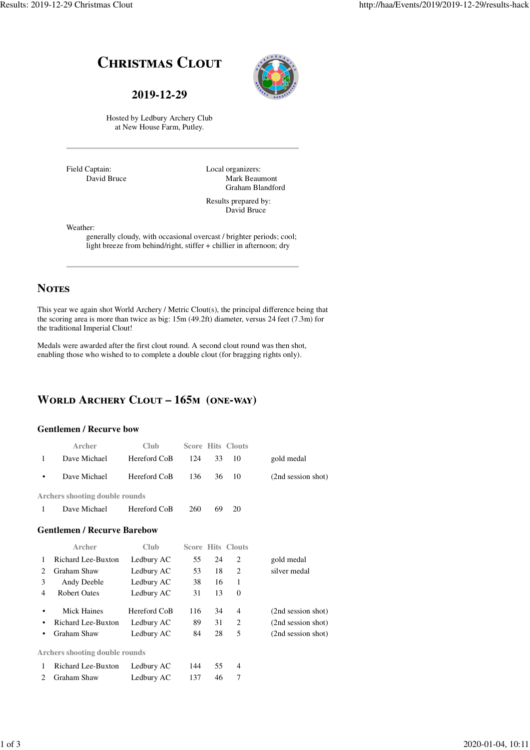# Christmas Clout

## 2019-12-29

Hosted by Ledbury Archery Club
at New House Farm, Putley.

---

Field Captain:
David Bruce

Local organizers:
Mark Beaumont
Graham Blandford

Results prepared by:
David Bruce

Weather:
generally cloudy, with occasional overcast / brighter periods; cool; light breeze from behind/right, stiffer + chillier in afternoon; dry

---

## Notes

This year we again shot World Archery / Metric Clout(s), the principal difference being that the scoring area is more than twice as big: 15m (49.2ft) diameter, versus 24 feet (7.3m) for the traditional Imperial Clout!

Medals were awarded after the first clout round. A second clout round was then shot, enabling those who wished to to complete a double clout (for bragging rights only).

## World Archery Clout – 165m (one-way)

### Gentlemen / Recurve bow

| | Archer | Club | Score | Hits | Clouts | |
|---|---|---|---|---|---|---|
| 1 | Dave Michael | Hereford CoB | 124 | 33 | 10 | gold medal |
| • | Dave Michael | Hereford CoB | 136 | 36 | 10 | (2nd session shot) |

**Archers shooting double rounds**

| | Archer | Club | Score | Hits | Clouts |
|---|---|---|---|---|---|
| 1 | Dave Michael | Hereford CoB | 260 | 69 | 20 |

### Gentlemen / Recurve Barebow

| | Archer | Club | Score | Hits | Clouts | |
|---|---|---|---|---|---|---|
| 1 | Richard Lee-Buxton | Ledbury AC | 55 | 24 | 2 | gold medal |
| 2 | Graham Shaw | Ledbury AC | 53 | 18 | 2 | silver medal |
| 3 | Andy Deeble | Ledbury AC | 38 | 16 | 1 | |
| 4 | Robert Oates | Ledbury AC | 31 | 13 | 0 | |
| • | Mick Haines | Hereford CoB | 116 | 34 | 4 | (2nd session shot) |
| • | Richard Lee-Buxton | Ledbury AC | 89 | 31 | 2 | (2nd session shot) |
| • | Graham Shaw | Ledbury AC | 84 | 28 | 5 | (2nd session shot) |

**Archers shooting double rounds**

| | Archer | Club | Score | Hits | Clouts |
|---|---|---|---|---|---|
| 1 | Richard Lee-Buxton | Ledbury AC | 144 | 55 | 4 |
| 2 | Graham Shaw | Ledbury AC | 137 | 46 | 7 |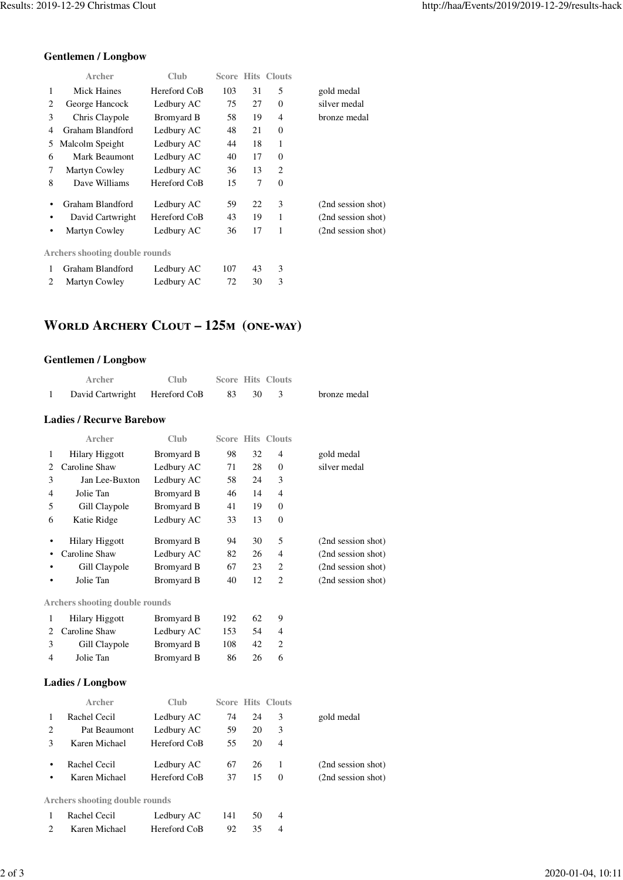### Gentlemen / Longbow

| | Archer | Club | Score | Hits | Clouts | |
|---|---|---|---|---|---|---|
| 1 | Mick Haines | Hereford CoB | 103 | 31 | 5 | gold medal |
| 2 | George Hancock | Ledbury AC | 75 | 27 | 0 | silver medal |
| 3 | Chris Claypole | Bromyard B | 58 | 19 | 4 | bronze medal |
| 4 | Graham Blandford | Ledbury AC | 48 | 21 | 0 | |
| 5 | Malcolm Speight | Ledbury AC | 44 | 18 | 1 | |
| 6 | Mark Beaumont | Ledbury AC | 40 | 17 | 0 | |
| 7 | Martyn Cowley | Ledbury AC | 36 | 13 | 2 | |
| 8 | Dave Williams | Hereford CoB | 15 | 7 | 0 | |
| • | Graham Blandford | Ledbury AC | 59 | 22 | 3 | (2nd session shot) |
| • | David Cartwright | Hereford CoB | 43 | 19 | 1 | (2nd session shot) |
| • | Martyn Cowley | Ledbury AC | 36 | 17 | 1 | (2nd session shot) |

**Archers shooting double rounds**

| | Archer | Club | Score | Hits | Clouts |
|---|---|---|---|---|---|
| 1 | Graham Blandford | Ledbury AC | 107 | 43 | 3 |
| 2 | Martyn Cowley | Ledbury AC | 72 | 30 | 3 |

## World Archery Clout – 125m (one-way)

### Gentlemen / Longbow

| | Archer | Club | Score | Hits | Clouts | |
|---|---|---|---|---|---|---|
| 1 | David Cartwright | Hereford CoB | 83 | 30 | 3 | bronze medal |

### Ladies / Recurve Barebow

| | Archer | Club | Score | Hits | Clouts | |
|---|---|---|---|---|---|---|
| 1 | Hilary Higgott | Bromyard B | 98 | 32 | 4 | gold medal |
| 2 | Caroline Shaw | Ledbury AC | 71 | 28 | 0 | silver medal |
| 3 | Jan Lee-Buxton | Ledbury AC | 58 | 24 | 3 | |
| 4 | Jolie Tan | Bromyard B | 46 | 14 | 4 | |
| 5 | Gill Claypole | Bromyard B | 41 | 19 | 0 | |
| 6 | Katie Ridge | Ledbury AC | 33 | 13 | 0 | |
| • | Hilary Higgott | Bromyard B | 94 | 30 | 5 | (2nd session shot) |
| • | Caroline Shaw | Ledbury AC | 82 | 26 | 4 | (2nd session shot) |
| • | Gill Claypole | Bromyard B | 67 | 23 | 2 | (2nd session shot) |
| • | Jolie Tan | Bromyard B | 40 | 12 | 2 | (2nd session shot) |

**Archers shooting double rounds**

| | Archer | Club | Score | Hits | Clouts |
|---|---|---|---|---|---|
| 1 | Hilary Higgott | Bromyard B | 192 | 62 | 9 |
| 2 | Caroline Shaw | Ledbury AC | 153 | 54 | 4 |
| 3 | Gill Claypole | Bromyard B | 108 | 42 | 2 |
| 4 | Jolie Tan | Bromyard B | 86 | 26 | 6 |

### Ladies / Longbow

| | Archer | Club | Score | Hits | Clouts | |
|---|---|---|---|---|---|---|
| 1 | Rachel Cecil | Ledbury AC | 74 | 24 | 3 | gold medal |
| 2 | Pat Beaumont | Ledbury AC | 59 | 20 | 3 | |
| 3 | Karen Michael | Hereford CoB | 55 | 20 | 4 | |
| • | Rachel Cecil | Ledbury AC | 67 | 26 | 1 | (2nd session shot) |
| • | Karen Michael | Hereford CoB | 37 | 15 | 0 | (2nd session shot) |

**Archers shooting double rounds**

| | Archer | Club | Score | Hits | Clouts |
|---|---|---|---|---|---|
| 1 | Rachel Cecil | Ledbury AC | 141 | 50 | 4 |
| 2 | Karen Michael | Hereford CoB | 92 | 35 | 4 |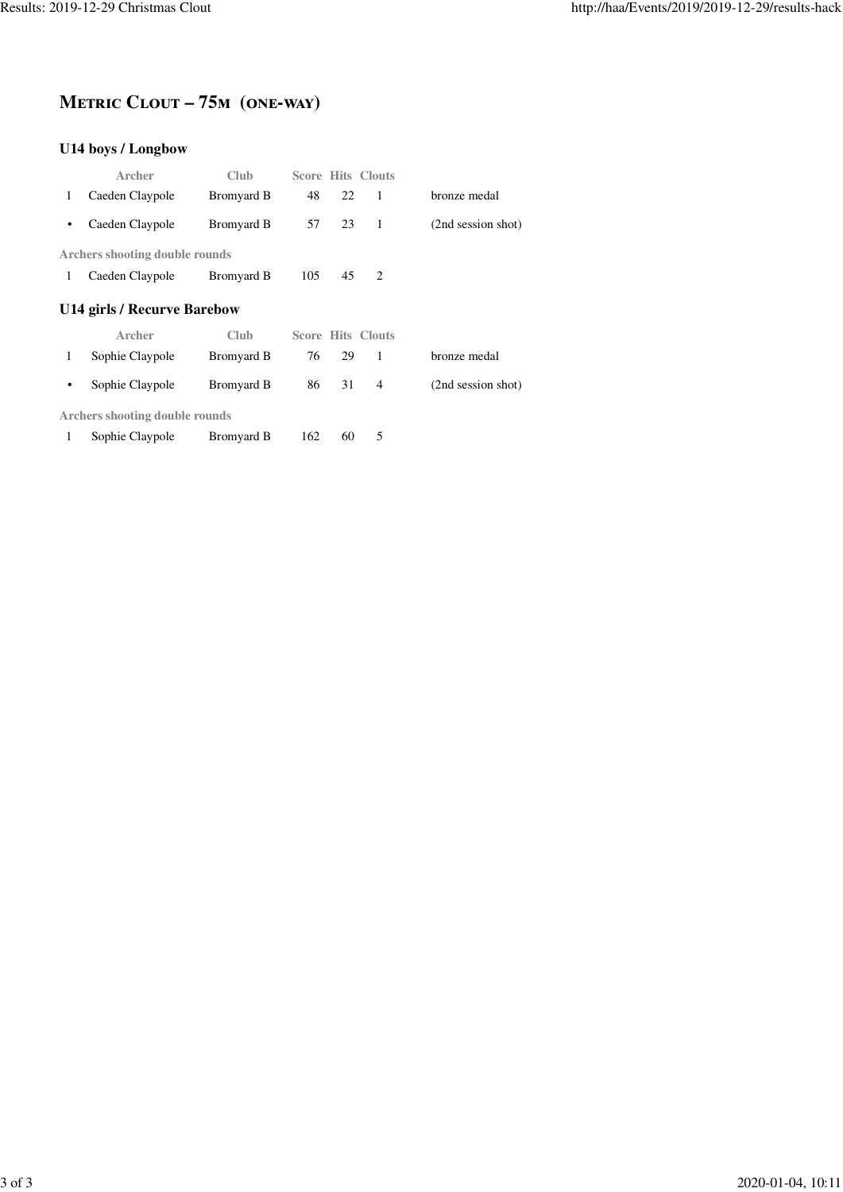## Metric Clout – 75m (one-way)

### U14 boys / Longbow

| | Archer | Club | Score | Hits | Clouts | |
|---|---|---|---|---|---|---|
| 1 | Caeden Claypole | Bromyard B | 48 | 22 | 1 | bronze medal |
| • | Caeden Claypole | Bromyard B | 57 | 23 | 1 | (2nd session shot) |

**Archers shooting double rounds**

| | | | | | |
|---|---|---|---|---|---|
| 1 | Caeden Claypole | Bromyard B | 105 | 45 | 2 |

### U14 girls / Recurve Barebow

| | Archer | Club | Score | Hits | Clouts | |
|---|---|---|---|---|---|---|
| 1 | Sophie Claypole | Bromyard B | 76 | 29 | 1 | bronze medal |
| • | Sophie Claypole | Bromyard B | 86 | 31 | 4 | (2nd session shot) |

**Archers shooting double rounds**

| | | | | | |
|---|---|---|---|---|---|
| 1 | Sophie Claypole | Bromyard B | 162 | 60 | 5 |